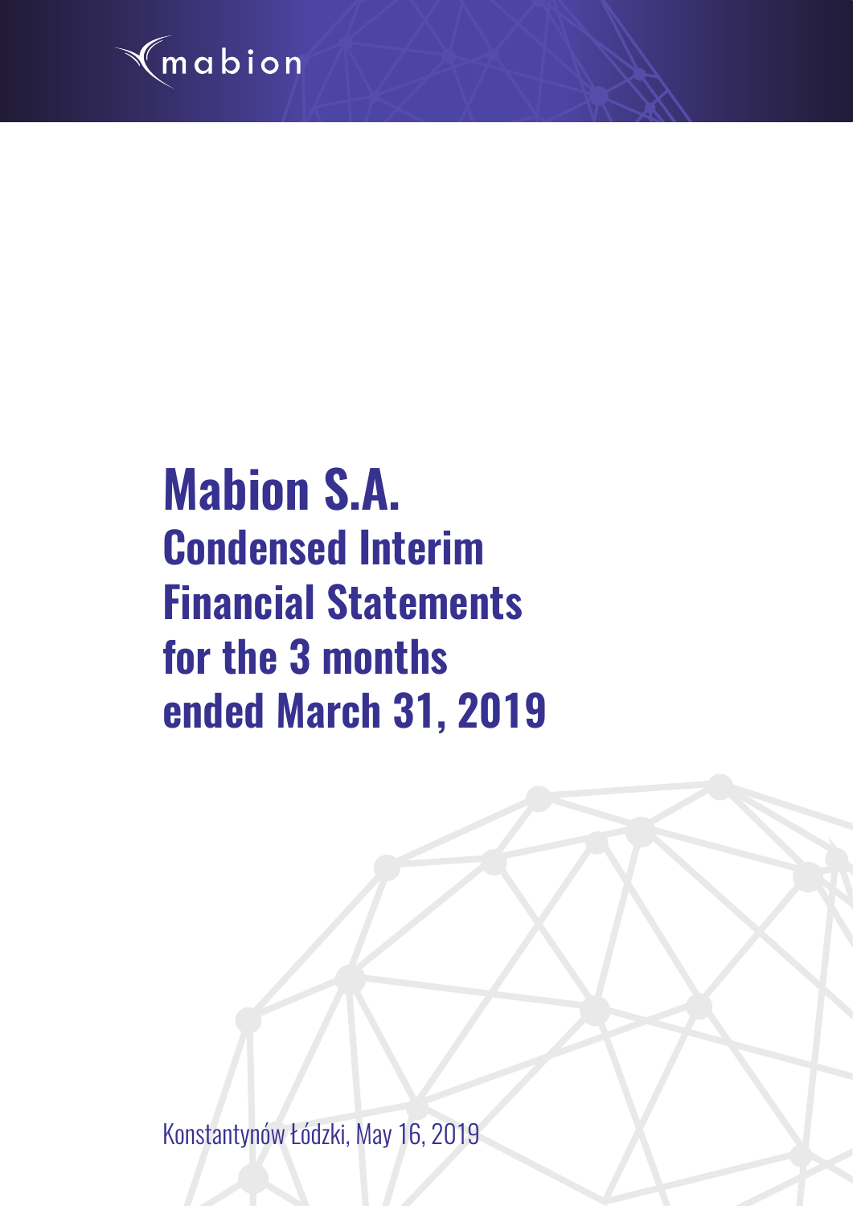mabion

# Mabion S.A.

## Condensed Interim Financial Statements for the 3 months ended March 31, 2019

Konstantynów Łódzki, May 16, 2019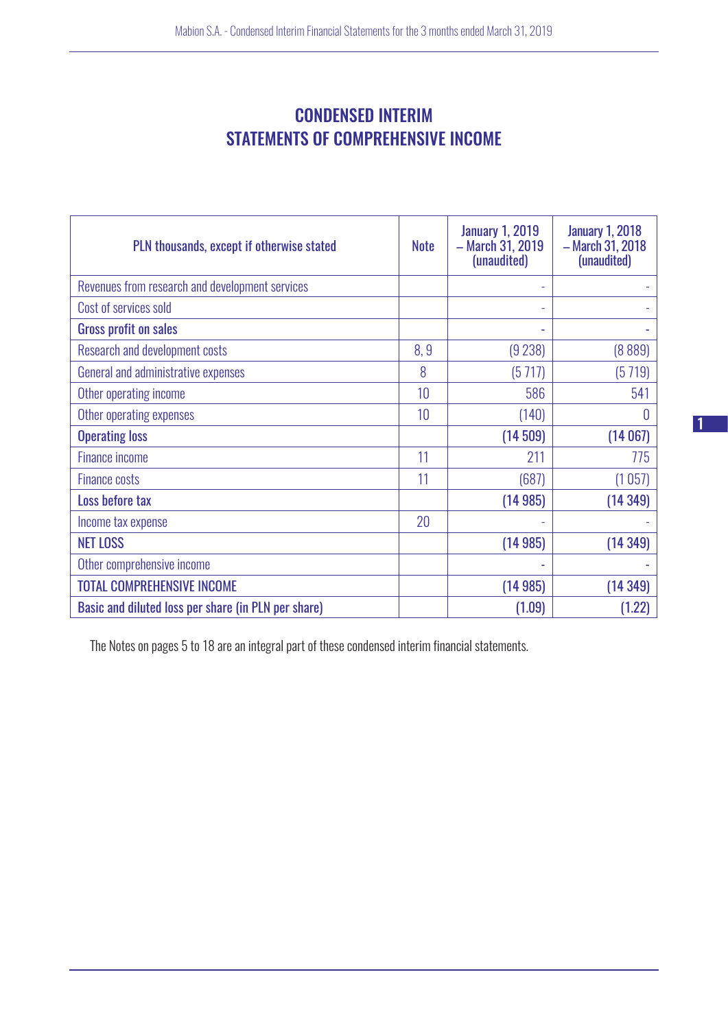# CONDENSED INTERIM STATEMENTS OF COMPREHENSIVE INCOME

| PLN thousands, except if otherwise stated | Note | January 1, 2019 – March 31, 2019 (unaudited) | January 1, 2018 – March 31, 2018 (unaudited) |
|---|---|---|---|
| Revenues from research and development services | | - | - |
| Cost of services sold | | - | - |
| **Gross profit on sales** | | **-** | **-** |
| Research and development costs | 8, 9 | (9 238) | (8 889) |
| General and administrative expenses | 8 | (5 717) | (5 719) |
| Other operating income | 10 | 586 | 541 |
| Other operating expenses | 10 | (140) | 0 |
| **Operating loss** | | **(14 509)** | **(14 067)** |
| Finance income | 11 | 211 | 775 |
| Finance costs | 11 | (687) | (1 057) |
| **Loss before tax** | | **(14 985)** | **(14 349)** |
| Income tax expense | 20 | - | - |
| **NET LOSS** | | **(14 985)** | **(14 349)** |
| Other comprehensive income | | - | - |
| **TOTAL COMPREHENSIVE INCOME** | | **(14 985)** | **(14 349)** |
| **Basic and diluted loss per share (in PLN per share)** | | **(1.09)** | **(1.22)** |

The Notes on pages 5 to 18 are an integral part of these condensed interim financial statements.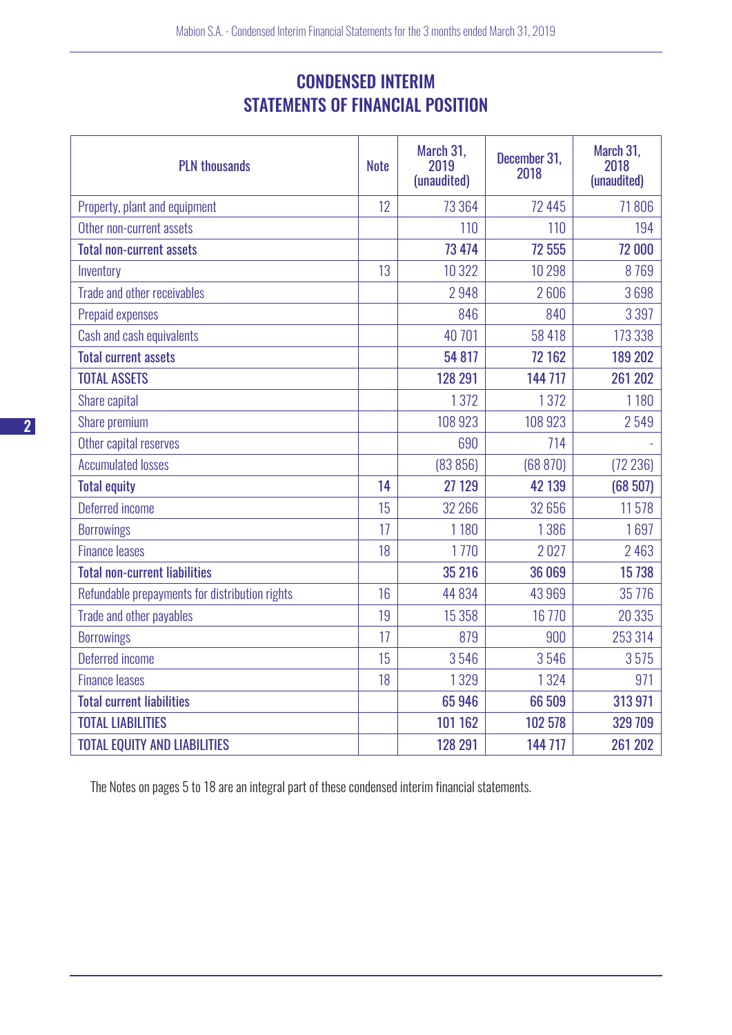# CONDENSED INTERIM STATEMENTS OF FINANCIAL POSITION

| PLN thousands | Note | March 31, 2019 (unaudited) | December 31, 2018 | March 31, 2018 (unaudited) |
|---|---|---|---|---|
| Property, plant and equipment | 12 | 73 364 | 72 445 | 71 806 |
| Other non-current assets | | 110 | 110 | 194 |
| **Total non-current assets** | | **73 474** | **72 555** | **72 000** |
| Inventory | 13 | 10 322 | 10 298 | 8 769 |
| Trade and other receivables | | 2 948 | 2 606 | 3 698 |
| Prepaid expenses | | 846 | 840 | 3 397 |
| Cash and cash equivalents | | 40 701 | 58 418 | 173 338 |
| **Total current assets** | | **54 817** | **72 162** | **189 202** |
| **TOTAL ASSETS** | | **128 291** | **144 717** | **261 202** |
| Share capital | | 1 372 | 1 372 | 1 180 |
| Share premium | | 108 923 | 108 923 | 2 549 |
| Other capital reserves | | 690 | 714 | - |
| Accumulated losses | | (83 856) | (68 870) | (72 236) |
| **Total equity** | **14** | **27 129** | **42 139** | **(68 507)** |
| Deferred income | 15 | 32 266 | 32 656 | 11 578 |
| Borrowings | 17 | 1 180 | 1 386 | 1 697 |
| Finance leases | 18 | 1 770 | 2 027 | 2 463 |
| **Total non-current liabilities** | | **35 216** | **36 069** | **15 738** |
| Refundable prepayments for distribution rights | 16 | 44 834 | 43 969 | 35 776 |
| Trade and other payables | 19 | 15 358 | 16 770 | 20 335 |
| Borrowings | 17 | 879 | 900 | 253 314 |
| Deferred income | 15 | 3 546 | 3 546 | 3 575 |
| Finance leases | 18 | 1 329 | 1 324 | 971 |
| **Total current liabilities** | | **65 946** | **66 509** | **313 971** |
| **TOTAL LIABILITIES** | | **101 162** | **102 578** | **329 709** |
| **TOTAL EQUITY AND LIABILITIES** | | **128 291** | **144 717** | **261 202** |

The Notes on pages 5 to 18 are an integral part of these condensed interim financial statements.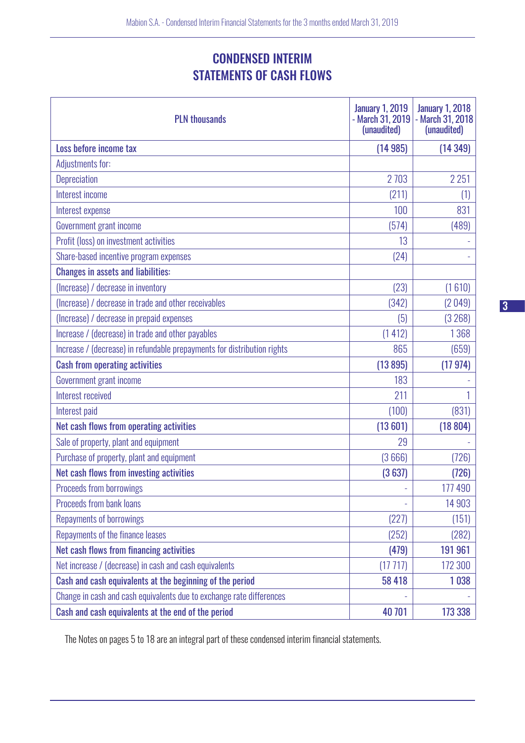# CONDENSED INTERIM STATEMENTS OF CASH FLOWS

| PLN thousands | January 1, 2019 - March 31, 2019 (unaudited) | January 1, 2018 - March 31, 2018 (unaudited) |
|---|---|---|
| **Loss before income tax** | **(14 985)** | **(14 349)** |
| Adjustments for: | | |
| Depreciation | 2 703 | 2 251 |
| Interest income | (211) | (1) |
| Interest expense | 100 | 831 |
| Government grant income | (574) | (489) |
| Profit (loss) on investment activities | 13 | - |
| Share-based incentive program expenses | (24) | - |
| **Changes in assets and liabilities:** | | |
| (Increase) / decrease in inventory | (23) | (1 610) |
| (Increase) / decrease in trade and other receivables | (342) | (2 049) |
| (Increase) / decrease in prepaid expenses | (5) | (3 268) |
| Increase / (decrease) in trade and other payables | (1 412) | 1 368 |
| Increase / (decrease) in refundable prepayments for distribution rights | 865 | (659) |
| **Cash from operating activities** | **(13 895)** | **(17 974)** |
| Government grant income | 183 | - |
| Interest received | 211 | 1 |
| Interest paid | (100) | (831) |
| **Net cash flows from operating activities** | **(13 601)** | **(18 804)** |
| Sale of property, plant and equipment | 29 | - |
| Purchase of property, plant and equipment | (3 666) | (726) |
| **Net cash flows from investing activities** | **(3 637)** | **(726)** |
| Proceeds from borrowings | - | 177 490 |
| Proceeds from bank loans | - | 14 903 |
| Repayments of borrowings | (227) | (151) |
| Repayments of the finance leases | (252) | (282) |
| **Net cash flows from financing activities** | **(479)** | **191 961** |
| Net increase / (decrease) in cash and cash equivalents | (17 717) | 172 300 |
| **Cash and cash equivalents at the beginning of the period** | **58 418** | **1 038** |
| Change in cash and cash equivalents due to exchange rate differences | - | - |
| **Cash and cash equivalents at the end of the period** | **40 701** | **173 338** |

The Notes on pages 5 to 18 are an integral part of these condensed interim financial statements.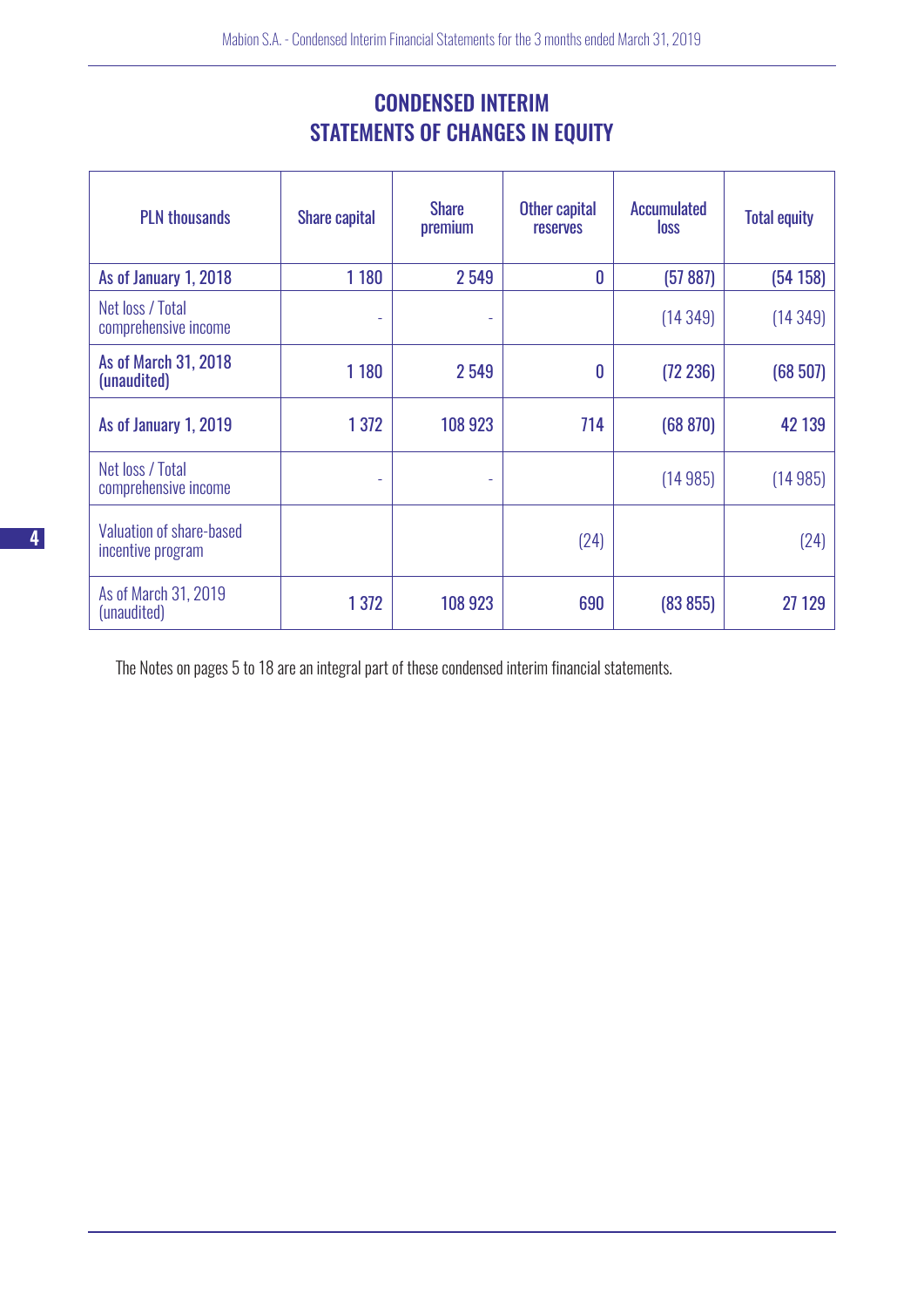# CONDENSED INTERIM STATEMENTS OF CHANGES IN EQUITY

| PLN thousands | Share capital | Share premium | Other capital reserves | Accumulated loss | Total equity |
|---|---|---|---|---|---|
| **As of January 1, 2018** | **1 180** | **2 549** | **0** | **(57 887)** | **(54 158)** |
| Net loss / Total comprehensive income | - | - | | (14 349) | (14 349) |
| **As of March 31, 2018 (unaudited)** | **1 180** | **2 549** | **0** | **(72 236)** | **(68 507)** |
| **As of January 1, 2019** | **1 372** | **108 923** | **714** | **(68 870)** | **42 139** |
| Net loss / Total comprehensive income | - | - | | (14 985) | (14 985) |
| Valuation of share-based incentive program | | | (24) | | (24) |
| As of March 31, 2019 (unaudited) | 1 372 | 108 923 | 690 | (83 855) | 27 129 |

The Notes on pages 5 to 18 are an integral part of these condensed interim financial statements.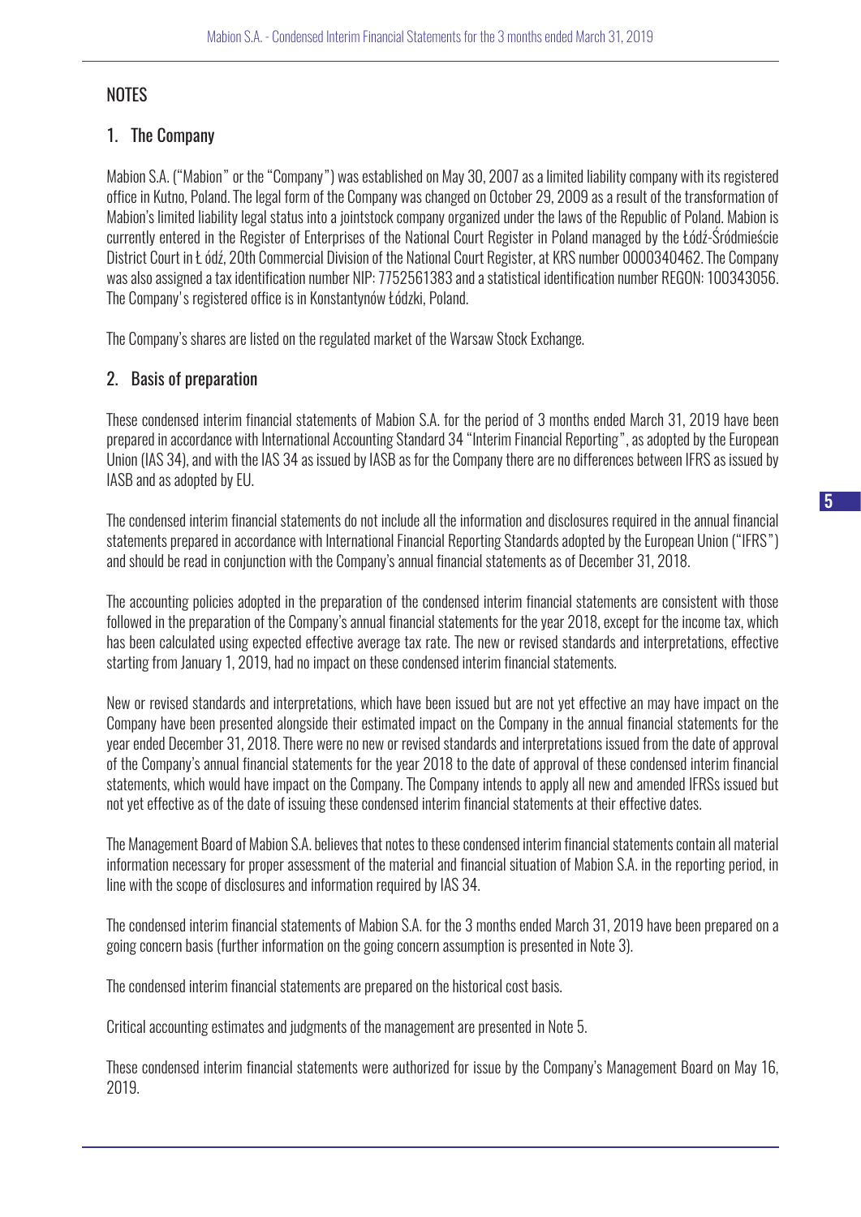## NOTES

### 1. The Company

Mabion S.A. ("Mabion" or the "Company") was established on May 30, 2007 as a limited liability company with its registered office in Kutno, Poland. The legal form of the Company was changed on October 29, 2009 as a result of the transformation of Mabion's limited liability legal status into a jointstock company organized under the laws of the Republic of Poland. Mabion is currently entered in the Register of Enterprises of the National Court Register in Poland managed by the Łódź-Śródmieście District Court in Ł ódź, 20th Commercial Division of the National Court Register, at KRS number 0000340462. The Company was also assigned a tax identification number NIP: 7752561383 and a statistical identification number REGON: 100343056. The Company's registered office is in Konstantynów Łódzki, Poland.

The Company's shares are listed on the regulated market of the Warsaw Stock Exchange.

### 2. Basis of preparation

These condensed interim financial statements of Mabion S.A. for the period of 3 months ended March 31, 2019 have been prepared in accordance with International Accounting Standard 34 "Interim Financial Reporting", as adopted by the European Union (IAS 34), and with the IAS 34 as issued by IASB as for the Company there are no differences between IFRS as issued by IASB and as adopted by EU.

The condensed interim financial statements do not include all the information and disclosures required in the annual financial statements prepared in accordance with International Financial Reporting Standards adopted by the European Union ("IFRS") and should be read in conjunction with the Company's annual financial statements as of December 31, 2018.

The accounting policies adopted in the preparation of the condensed interim financial statements are consistent with those followed in the preparation of the Company's annual financial statements for the year 2018, except for the income tax, which has been calculated using expected effective average tax rate. The new or revised standards and interpretations, effective starting from January 1, 2019, had no impact on these condensed interim financial statements.

New or revised standards and interpretations, which have been issued but are not yet effective an may have impact on the Company have been presented alongside their estimated impact on the Company in the annual financial statements for the year ended December 31, 2018. There were no new or revised standards and interpretations issued from the date of approval of the Company's annual financial statements for the year 2018 to the date of approval of these condensed interim financial statements, which would have impact on the Company. The Company intends to apply all new and amended IFRSs issued but not yet effective as of the date of issuing these condensed interim financial statements at their effective dates.

The Management Board of Mabion S.A. believes that notes to these condensed interim financial statements contain all material information necessary for proper assessment of the material and financial situation of Mabion S.A. in the reporting period, in line with the scope of disclosures and information required by IAS 34.

The condensed interim financial statements of Mabion S.A. for the 3 months ended March 31, 2019 have been prepared on a going concern basis (further information on the going concern assumption is presented in Note 3).

The condensed interim financial statements are prepared on the historical cost basis.

Critical accounting estimates and judgments of the management are presented in Note 5.

These condensed interim financial statements were authorized for issue by the Company's Management Board on May 16, 2019.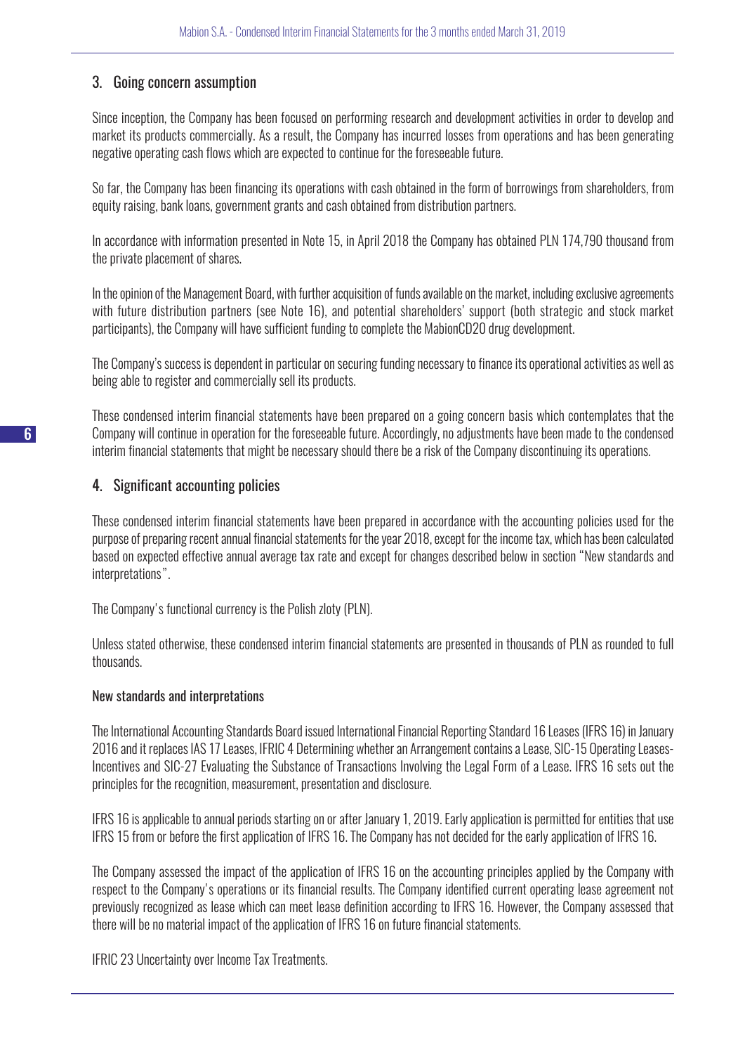## 3. Going concern assumption

Since inception, the Company has been focused on performing research and development activities in order to develop and market its products commercially. As a result, the Company has incurred losses from operations and has been generating negative operating cash flows which are expected to continue for the foreseeable future.

So far, the Company has been financing its operations with cash obtained in the form of borrowings from shareholders, from equity raising, bank loans, government grants and cash obtained from distribution partners.

In accordance with information presented in Note 15, in April 2018 the Company has obtained PLN 174,790 thousand from the private placement of shares.

In the opinion of the Management Board, with further acquisition of funds available on the market, including exclusive agreements with future distribution partners (see Note 16), and potential shareholders' support (both strategic and stock market participants), the Company will have sufficient funding to complete the MabionCD20 drug development.

The Company's success is dependent in particular on securing funding necessary to finance its operational activities as well as being able to register and commercially sell its products.

These condensed interim financial statements have been prepared on a going concern basis which contemplates that the Company will continue in operation for the foreseeable future. Accordingly, no adjustments have been made to the condensed interim financial statements that might be necessary should there be a risk of the Company discontinuing its operations.

## 4. Significant accounting policies

These condensed interim financial statements have been prepared in accordance with the accounting policies used for the purpose of preparing recent annual financial statements for the year 2018, except for the income tax, which has been calculated based on expected effective annual average tax rate and except for changes described below in section "New standards and interpretations".

The Company's functional currency is the Polish zloty (PLN).

Unless stated otherwise, these condensed interim financial statements are presented in thousands of PLN as rounded to full thousands.

### New standards and interpretations

The International Accounting Standards Board issued International Financial Reporting Standard 16 Leases (IFRS 16) in January 2016 and it replaces IAS 17 Leases, IFRIC 4 Determining whether an Arrangement contains a Lease, SIC-15 Operating Leases-Incentives and SIC-27 Evaluating the Substance of Transactions Involving the Legal Form of a Lease. IFRS 16 sets out the principles for the recognition, measurement, presentation and disclosure.

IFRS 16 is applicable to annual periods starting on or after January 1, 2019. Early application is permitted for entities that use IFRS 15 from or before the first application of IFRS 16. The Company has not decided for the early application of IFRS 16.

The Company assessed the impact of the application of IFRS 16 on the accounting principles applied by the Company with respect to the Company's operations or its financial results. The Company identified current operating lease agreement not previously recognized as lease which can meet lease definition according to IFRS 16. However, the Company assessed that there will be no material impact of the application of IFRS 16 on future financial statements.

IFRIC 23 Uncertainty over Income Tax Treatments.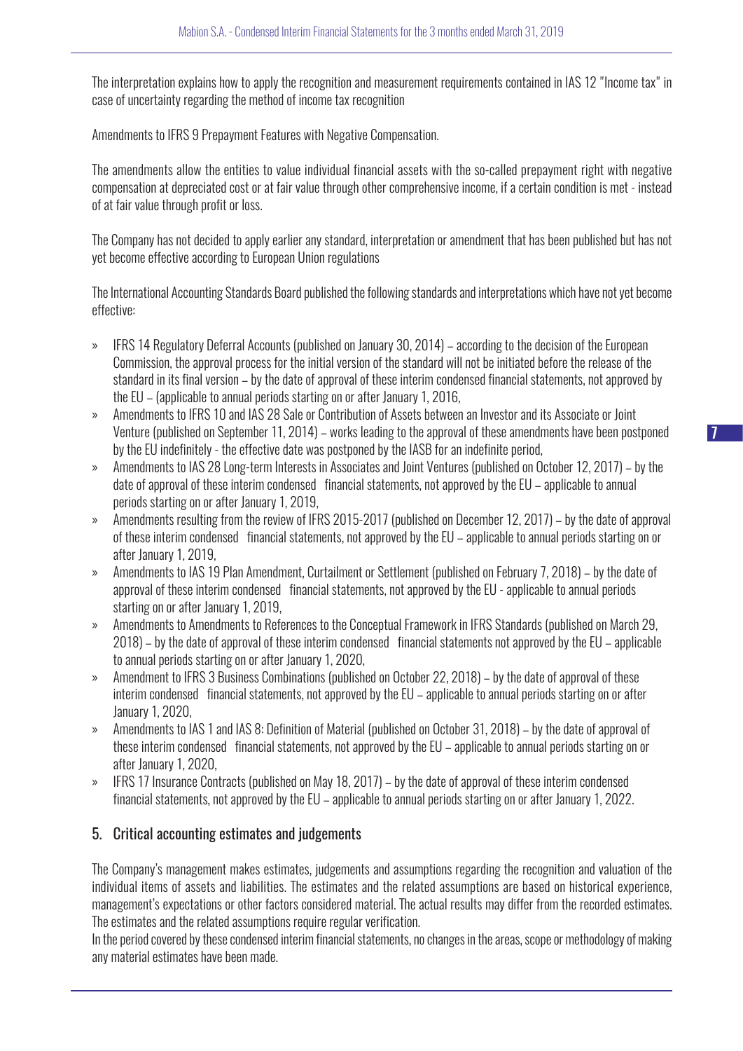The interpretation explains how to apply the recognition and measurement requirements contained in IAS 12 "Income tax" in case of uncertainty regarding the method of income tax recognition

Amendments to IFRS 9 Prepayment Features with Negative Compensation.

The amendments allow the entities to value individual financial assets with the so-called prepayment right with negative compensation at depreciated cost or at fair value through other comprehensive income, if a certain condition is met - instead of at fair value through profit or loss.

The Company has not decided to apply earlier any standard, interpretation or amendment that has been published but has not yet become effective according to European Union regulations

The International Accounting Standards Board published the following standards and interpretations which have not yet become effective:

- IFRS 14 Regulatory Deferral Accounts (published on January 30, 2014) – according to the decision of the European Commission, the approval process for the initial version of the standard will not be initiated before the release of the standard in its final version – by the date of approval of these interim condensed financial statements, not approved by the EU – (applicable to annual periods starting on or after January 1, 2016,
- Amendments to IFRS 10 and IAS 28 Sale or Contribution of Assets between an Investor and its Associate or Joint Venture (published on September 11, 2014) – works leading to the approval of these amendments have been postponed by the EU indefinitely - the effective date was postponed by the IASB for an indefinite period,
- Amendments to IAS 28 Long-term Interests in Associates and Joint Ventures (published on October 12, 2017) – by the date of approval of these interim condensed financial statements, not approved by the EU – applicable to annual periods starting on or after January 1, 2019,
- Amendments resulting from the review of IFRS 2015-2017 (published on December 12, 2017) – by the date of approval of these interim condensed financial statements, not approved by the EU – applicable to annual periods starting on or after January 1, 2019,
- Amendments to IAS 19 Plan Amendment, Curtailment or Settlement (published on February 7, 2018) – by the date of approval of these interim condensed financial statements, not approved by the EU - applicable to annual periods starting on or after January 1, 2019,
- Amendments to Amendments to References to the Conceptual Framework in IFRS Standards (published on March 29, 2018) – by the date of approval of these interim condensed financial statements not approved by the EU – applicable to annual periods starting on or after January 1, 2020,
- Amendment to IFRS 3 Business Combinations (published on October 22, 2018) – by the date of approval of these interim condensed financial statements, not approved by the EU – applicable to annual periods starting on or after January 1, 2020,
- Amendments to IAS 1 and IAS 8: Definition of Material (published on October 31, 2018) – by the date of approval of these interim condensed financial statements, not approved by the EU – applicable to annual periods starting on or after January 1, 2020,
- IFRS 17 Insurance Contracts (published on May 18, 2017) – by the date of approval of these interim condensed financial statements, not approved by the EU – applicable to annual periods starting on or after January 1, 2022.

## 5. Critical accounting estimates and judgements

The Company's management makes estimates, judgements and assumptions regarding the recognition and valuation of the individual items of assets and liabilities. The estimates and the related assumptions are based on historical experience, management's expectations or other factors considered material. The actual results may differ from the recorded estimates. The estimates and the related assumptions require regular verification.

In the period covered by these condensed interim financial statements, no changes in the areas, scope or methodology of making any material estimates have been made.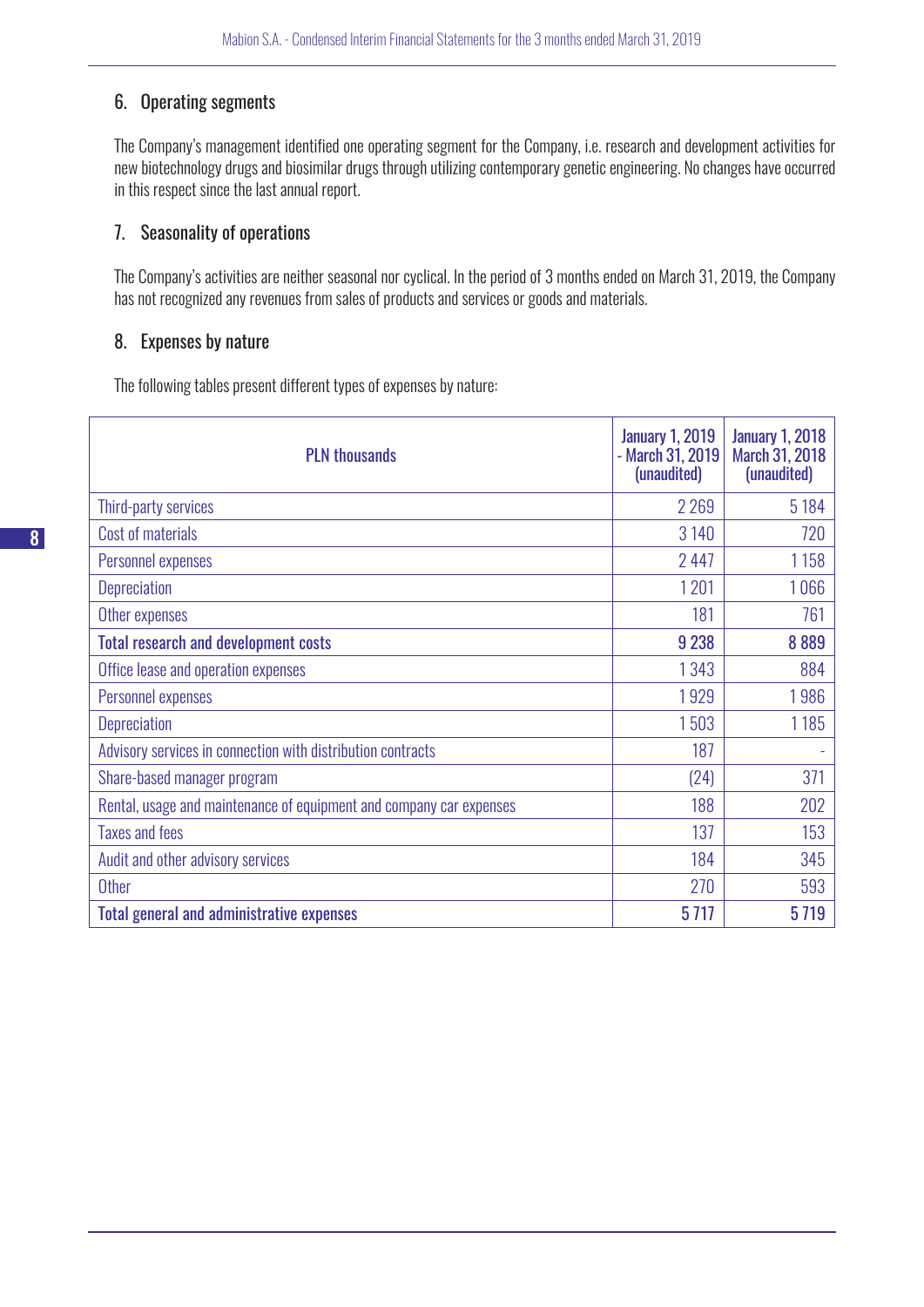## 6. Operating segments

The Company's management identified one operating segment for the Company, i.e. research and development activities for new biotechnology drugs and biosimilar drugs through utilizing contemporary genetic engineering. No changes have occurred in this respect since the last annual report.

## 7. Seasonality of operations

The Company's activities are neither seasonal nor cyclical. In the period of 3 months ended on March 31, 2019, the Company has not recognized any revenues from sales of products and services or goods and materials.

## 8. Expenses by nature

The following tables present different types of expenses by nature:

| PLN thousands | January 1, 2019 - March 31, 2019 (unaudited) | January 1, 2018 March 31, 2018 (unaudited) |
|---|---|---|
| Third-party services | 2 269 | 5 184 |
| Cost of materials | 3 140 | 720 |
| Personnel expenses | 2 447 | 1 158 |
| Depreciation | 1 201 | 1 066 |
| Other expenses | 181 | 761 |
| **Total research and development costs** | **9 238** | **8 889** |
| Office lease and operation expenses | 1 343 | 884 |
| Personnel expenses | 1 929 | 1 986 |
| Depreciation | 1 503 | 1 185 |
| Advisory services in connection with distribution contracts | 187 | - |
| Share-based manager program | (24) | 371 |
| Rental, usage and maintenance of equipment and company car expenses | 188 | 202 |
| Taxes and fees | 137 | 153 |
| Audit and other advisory services | 184 | 345 |
| Other | 270 | 593 |
| **Total general and administrative expenses** | **5 717** | **5 719** |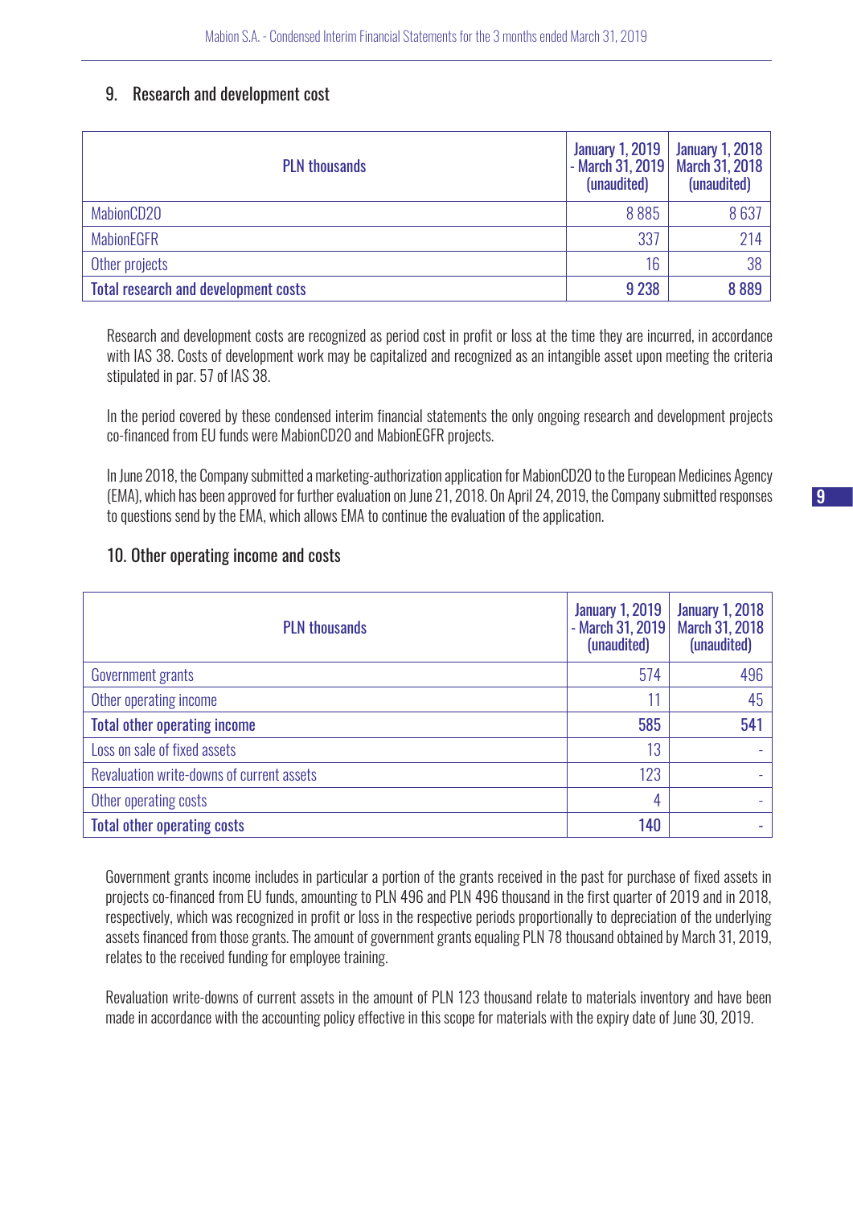## 9. Research and development cost

| PLN thousands | January 1, 2019 - March 31, 2019 (unaudited) | January 1, 2018 March 31, 2018 (unaudited) |
|---|---|---|
| MabionCD20 | 8 885 | 8 637 |
| MabionEGFR | 337 | 214 |
| Other projects | 16 | 38 |
| **Total research and development costs** | **9 238** | **8 889** |

Research and development costs are recognized as period cost in profit or loss at the time they are incurred, in accordance with IAS 38. Costs of development work may be capitalized and recognized as an intangible asset upon meeting the criteria stipulated in par. 57 of IAS 38.

In the period covered by these condensed interim financial statements the only ongoing research and development projects co-financed from EU funds were MabionCD20 and MabionEGFR projects.

In June 2018, the Company submitted a marketing-authorization application for MabionCD20 to the European Medicines Agency (EMA), which has been approved for further evaluation on June 21, 2018. On April 24, 2019, the Company submitted responses to questions send by the EMA, which allows EMA to continue the evaluation of the application.

## 10. Other operating income and costs

| PLN thousands | January 1, 2019 - March 31, 2019 (unaudited) | January 1, 2018 March 31, 2018 (unaudited) |
|---|---|---|
| Government grants | 574 | 496 |
| Other operating income | 11 | 45 |
| **Total other operating income** | **585** | **541** |
| Loss on sale of fixed assets | 13 | - |
| Revaluation write-downs of current assets | 123 | - |
| Other operating costs | 4 | - |
| **Total other operating costs** | **140** | - |

Government grants income includes in particular a portion of the grants received in the past for purchase of fixed assets in projects co-financed from EU funds, amounting to PLN 496 and PLN 496 thousand in the first quarter of 2019 and in 2018, respectively, which was recognized in profit or loss in the respective periods proportionally to depreciation of the underlying assets financed from those grants. The amount of government grants equaling PLN 78 thousand obtained by March 31, 2019, relates to the received funding for employee training.

Revaluation write-downs of current assets in the amount of PLN 123 thousand relate to materials inventory and have been made in accordance with the accounting policy effective in this scope for materials with the expiry date of June 30, 2019.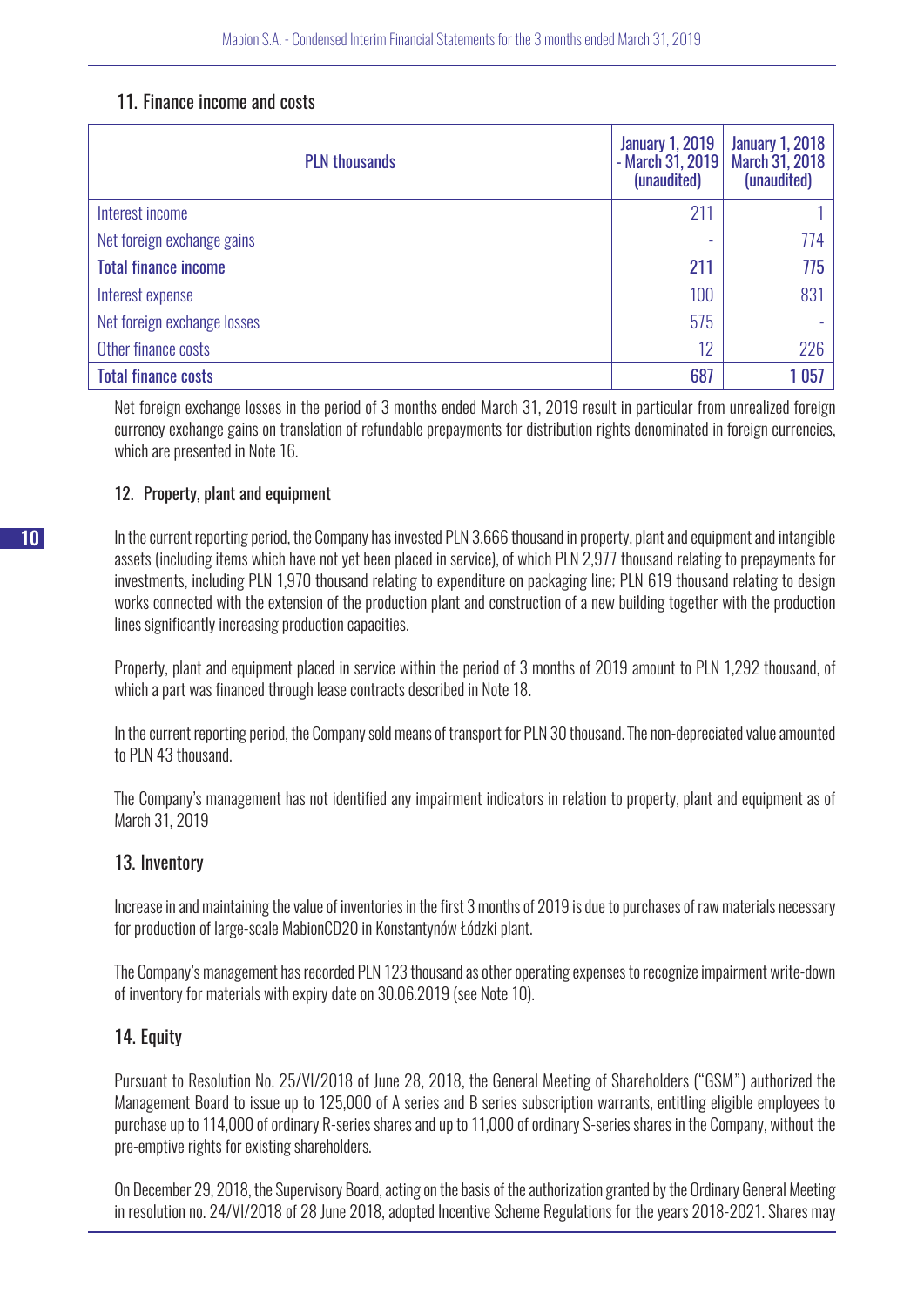## 11. Finance income and costs

| PLN thousands | January 1, 2019 - March 31, 2019 (unaudited) | January 1, 2018 March 31, 2018 (unaudited) |
|---|---|---|
| Interest income | 211 | 1 |
| Net foreign exchange gains | - | 774 |
| **Total finance income** | **211** | **775** |
| Interest expense | 100 | 831 |
| Net foreign exchange losses | 575 | - |
| Other finance costs | 12 | 226 |
| **Total finance costs** | **687** | **1 057** |

Net foreign exchange losses in the period of 3 months ended March 31, 2019 result in particular from unrealized foreign currency exchange gains on translation of refundable prepayments for distribution rights denominated in foreign currencies, which are presented in Note 16.

## 12. Property, plant and equipment

In the current reporting period, the Company has invested PLN 3,666 thousand in property, plant and equipment and intangible assets (including items which have not yet been placed in service), of which PLN 2,977 thousand relating to prepayments for investments, including PLN 1,970 thousand relating to expenditure on packaging line; PLN 619 thousand relating to design works connected with the extension of the production plant and construction of a new building together with the production lines significantly increasing production capacities.

Property, plant and equipment placed in service within the period of 3 months of 2019 amount to PLN 1,292 thousand, of which a part was financed through lease contracts described in Note 18.

In the current reporting period, the Company sold means of transport for PLN 30 thousand. The non-depreciated value amounted to PLN 43 thousand.

The Company's management has not identified any impairment indicators in relation to property, plant and equipment as of March 31, 2019

## 13. Inventory

Increase in and maintaining the value of inventories in the first 3 months of 2019 is due to purchases of raw materials necessary for production of large-scale MabionCD20 in Konstantynów Łódzki plant.

The Company's management has recorded PLN 123 thousand as other operating expenses to recognize impairment write-down of inventory for materials with expiry date on 30.06.2019 (see Note 10).

## 14. Equity

Pursuant to Resolution No. 25/VI/2018 of June 28, 2018, the General Meeting of Shareholders ("GSM") authorized the Management Board to issue up to 125,000 of A series and B series subscription warrants, entitling eligible employees to purchase up to 114,000 of ordinary R-series shares and up to 11,000 of ordinary S-series shares in the Company, without the pre-emptive rights for existing shareholders.

On December 29, 2018, the Supervisory Board, acting on the basis of the authorization granted by the Ordinary General Meeting in resolution no. 24/VI/2018 of 28 June 2018, adopted Incentive Scheme Regulations for the years 2018-2021. Shares may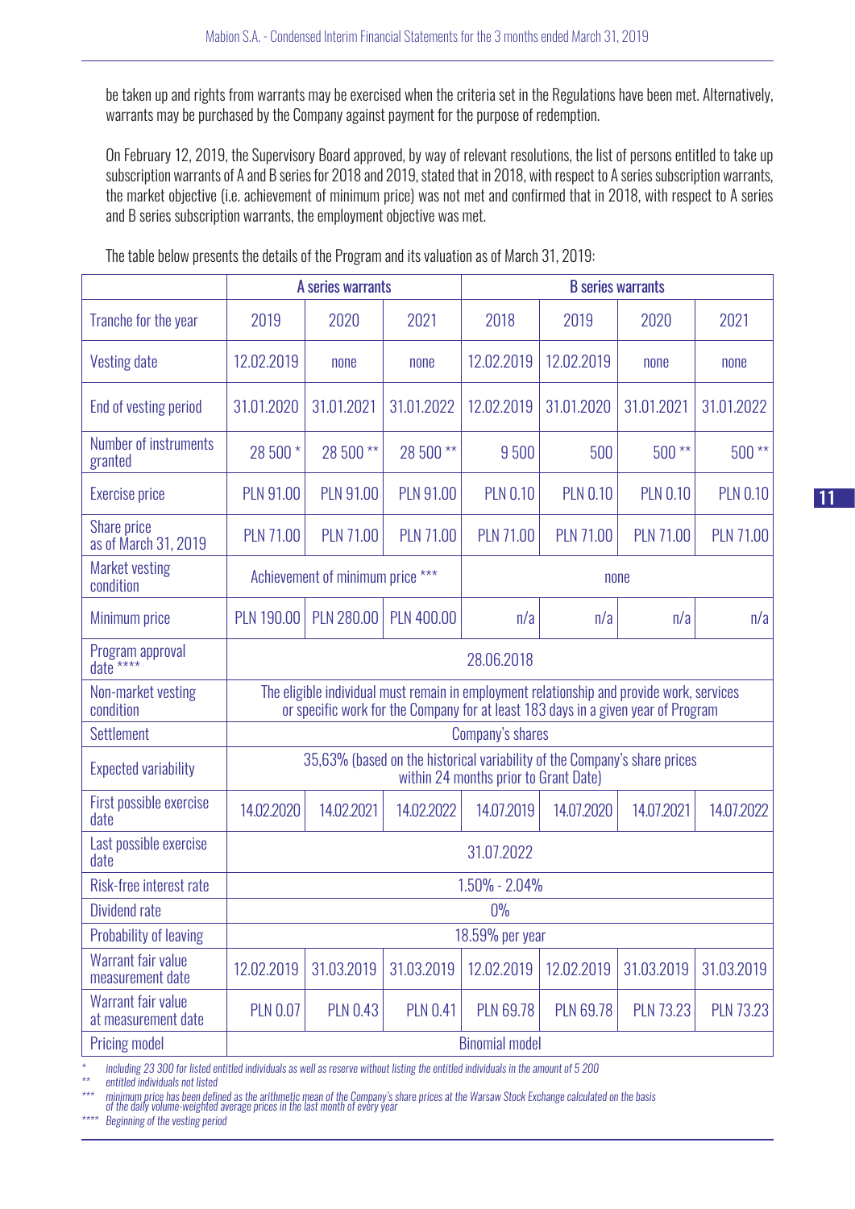be taken up and rights from warrants may be exercised when the criteria set in the Regulations have been met. Alternatively, warrants may be purchased by the Company against payment for the purpose of redemption.

On February 12, 2019, the Supervisory Board approved, by way of relevant resolutions, the list of persons entitled to take up subscription warrants of A and B series for 2018 and 2019, stated that in 2018, with respect to A series subscription warrants, the market objective (i.e. achievement of minimum price) was not met and confirmed that in 2018, with respect to A series and B series subscription warrants, the employment objective was met.

The table below presents the details of the Program and its valuation as of March 31, 2019:

| | A series warrants | | | B series warrants | | | |
|---|---|---|---|---|---|---|---|
| Tranche for the year | 2019 | 2020 | 2021 | 2018 | 2019 | 2020 | 2021 |
| Vesting date | 12.02.2019 | none | none | 12.02.2019 | 12.02.2019 | none | none |
| End of vesting period | 31.01.2020 | 31.01.2021 | 31.01.2022 | 12.02.2019 | 31.01.2020 | 31.01.2021 | 31.01.2022 |
| Number of instruments granted | 28 500 * | 28 500 ** | 28 500 ** | 9 500 | 500 | 500 ** | 500 ** |
| Exercise price | PLN 91.00 | PLN 91.00 | PLN 91.00 | PLN 0.10 | PLN 0.10 | PLN 0.10 | PLN 0.10 |
| Share price as of March 31, 2019 | PLN 71.00 | PLN 71.00 | PLN 71.00 | PLN 71.00 | PLN 71.00 | PLN 71.00 | PLN 71.00 |
| Market vesting condition | Achievement of minimum price *** | | | none | | | |
| Minimum price | PLN 190.00 | PLN 280.00 | PLN 400.00 | n/a | n/a | n/a | n/a |
| Program approval date **** | 28.06.2018 | | | | | | |
| Non-market vesting condition | The eligible individual must remain in employment relationship and provide work, services or specific work for the Company for at least 183 days in a given year of Program | | | | | | |
| Settlement | Company's shares | | | | | | |
| Expected variability | 35,63% (based on the historical variability of the Company's share prices within 24 months prior to Grant Date) | | | | | | |
| First possible exercise date | 14.02.2020 | 14.02.2021 | 14.02.2022 | 14.07.2019 | 14.07.2020 | 14.07.2021 | 14.07.2022 |
| Last possible exercise date | 31.07.2022 | | | | | | |
| Risk-free interest rate | 1.50% - 2.04% | | | | | | |
| Dividend rate | 0% | | | | | | |
| Probability of leaving | 18.59% per year | | | | | | |
| Warrant fair value measurement date | 12.02.2019 | 31.03.2019 | 31.03.2019 | 12.02.2019 | 12.02.2019 | 31.03.2019 | 31.03.2019 |
| Warrant fair value at measurement date | PLN 0.07 | PLN 0.43 | PLN 0.41 | PLN 69.78 | PLN 69.78 | PLN 73.23 | PLN 73.23 |
| Pricing model | Binomial model | | | | | | |

\* *including 23 300 for listed entitled individuals as well as reserve without listing the entitled individuals in the amount of 5 200*

\** *entitled individuals not listed*

\*** *minimum price has been defined as the arithmetic mean of the Company's share prices at the Warsaw Stock Exchange calculated on the basis of the daily volume-weighted average prices in the last month of every year*

\**** *Beginning of the vesting period*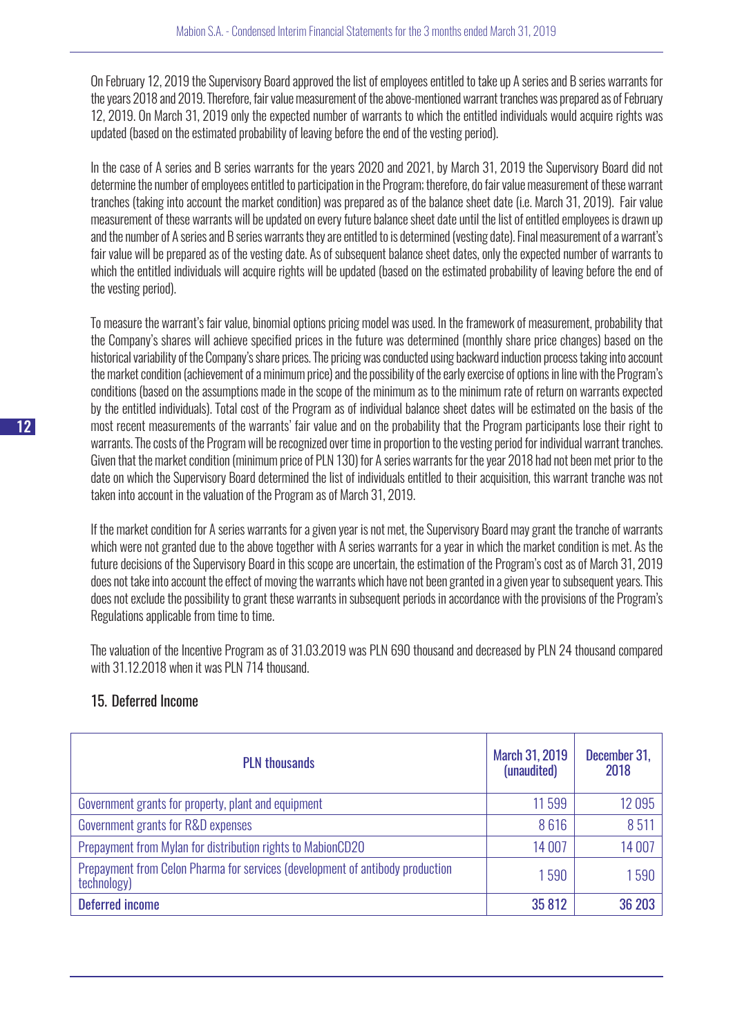On February 12, 2019 the Supervisory Board approved the list of employees entitled to take up A series and B series warrants for the years 2018 and 2019. Therefore, fair value measurement of the above-mentioned warrant tranches was prepared as of February 12, 2019. On March 31, 2019 only the expected number of warrants to which the entitled individuals would acquire rights was updated (based on the estimated probability of leaving before the end of the vesting period).

In the case of A series and B series warrants for the years 2020 and 2021, by March 31, 2019 the Supervisory Board did not determine the number of employees entitled to participation in the Program; therefore, do fair value measurement of these warrant tranches (taking into account the market condition) was prepared as of the balance sheet date (i.e. March 31, 2019). Fair value measurement of these warrants will be updated on every future balance sheet date until the list of entitled employees is drawn up and the number of A series and B series warrants they are entitled to is determined (vesting date). Final measurement of a warrant's fair value will be prepared as of the vesting date. As of subsequent balance sheet dates, only the expected number of warrants to which the entitled individuals will acquire rights will be updated (based on the estimated probability of leaving before the end of the vesting period).

To measure the warrant's fair value, binomial options pricing model was used. In the framework of measurement, probability that the Company's shares will achieve specified prices in the future was determined (monthly share price changes) based on the historical variability of the Company's share prices. The pricing was conducted using backward induction process taking into account the market condition (achievement of a minimum price) and the possibility of the early exercise of options in line with the Program's conditions (based on the assumptions made in the scope of the minimum as to the minimum rate of return on warrants expected by the entitled individuals). Total cost of the Program as of individual balance sheet dates will be estimated on the basis of the most recent measurements of the warrants' fair value and on the probability that the Program participants lose their right to warrants. The costs of the Program will be recognized over time in proportion to the vesting period for individual warrant tranches. Given that the market condition (minimum price of PLN 130) for A series warrants for the year 2018 had not been met prior to the date on which the Supervisory Board determined the list of individuals entitled to their acquisition, this warrant tranche was not taken into account in the valuation of the Program as of March 31, 2019.

If the market condition for A series warrants for a given year is not met, the Supervisory Board may grant the tranche of warrants which were not granted due to the above together with A series warrants for a year in which the market condition is met. As the future decisions of the Supervisory Board in this scope are uncertain, the estimation of the Program's cost as of March 31, 2019 does not take into account the effect of moving the warrants which have not been granted in a given year to subsequent years. This does not exclude the possibility to grant these warrants in subsequent periods in accordance with the provisions of the Program's Regulations applicable from time to time.

The valuation of the Incentive Program as of 31.03.2019 was PLN 690 thousand and decreased by PLN 24 thousand compared with 31.12.2018 when it was PLN 714 thousand.

## 15. Deferred Income

| PLN thousands | March 31, 2019 (unaudited) | December 31, 2018 |
|---|---|---|
| Government grants for property, plant and equipment | 11 599 | 12 095 |
| Government grants for R&D expenses | 8 616 | 8 511 |
| Prepayment from Mylan for distribution rights to MabionCD20 | 14 007 | 14 007 |
| Prepayment from Celon Pharma for services (development of antibody production technology) | 1 590 | 1 590 |
| **Deferred income** | **35 812** | **36 203** |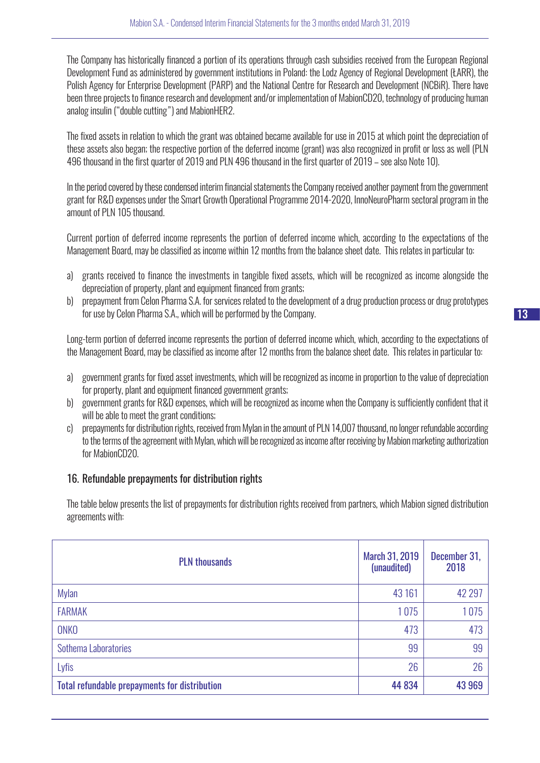The Company has historically financed a portion of its operations through cash subsidies received from the European Regional Development Fund as administered by government institutions in Poland: the Lodz Agency of Regional Development (ŁARR), the Polish Agency for Enterprise Development (PARP) and the National Centre for Research and Development (NCBiR). There have been three projects to finance research and development and/or implementation of MabionCD20, technology of producing human analog insulin ("double cutting") and MabionHER2.

The fixed assets in relation to which the grant was obtained became available for use in 2015 at which point the depreciation of these assets also began; the respective portion of the deferred income (grant) was also recognized in profit or loss as well (PLN 496 thousand in the first quarter of 2019 and PLN 496 thousand in the first quarter of 2019 – see also Note 10).

In the period covered by these condensed interim financial statements the Company received another payment from the government grant for R&D expenses under the Smart Growth Operational Programme 2014-2020, InnoNeuroPharm sectoral program in the amount of PLN 105 thousand.

Current portion of deferred income represents the portion of deferred income which, according to the expectations of the Management Board, may be classified as income within 12 months from the balance sheet date. This relates in particular to:

a) grants received to finance the investments in tangible fixed assets, which will be recognized as income alongside the depreciation of property, plant and equipment financed from grants;
b) prepayment from Celon Pharma S.A. for services related to the development of a drug production process or drug prototypes for use by Celon Pharma S.A., which will be performed by the Company.

Long-term portion of deferred income represents the portion of deferred income which, which, according to the expectations of the Management Board, may be classified as income after 12 months from the balance sheet date. This relates in particular to:

a) government grants for fixed asset investments, which will be recognized as income in proportion to the value of depreciation for property, plant and equipment financed government grants;
b) government grants for R&D expenses, which will be recognized as income when the Company is sufficiently confident that it will be able to meet the grant conditions;
c) prepayments for distribution rights, received from Mylan in the amount of PLN 14,007 thousand, no longer refundable according to the terms of the agreement with Mylan, which will be recognized as income after receiving by Mabion marketing authorization for MabionCD20.

## 16. Refundable prepayments for distribution rights

The table below presents the list of prepayments for distribution rights received from partners, which Mabion signed distribution agreements with:

| PLN thousands | March 31, 2019 (unaudited) | December 31, 2018 |
|---|---|---|
| Mylan | 43 161 | 42 297 |
| FARMAK | 1 075 | 1 075 |
| ONKO | 473 | 473 |
| Sothema Laboratories | 99 | 99 |
| Lyfis | 26 | 26 |
| **Total refundable prepayments for distribution** | **44 834** | **43 969** |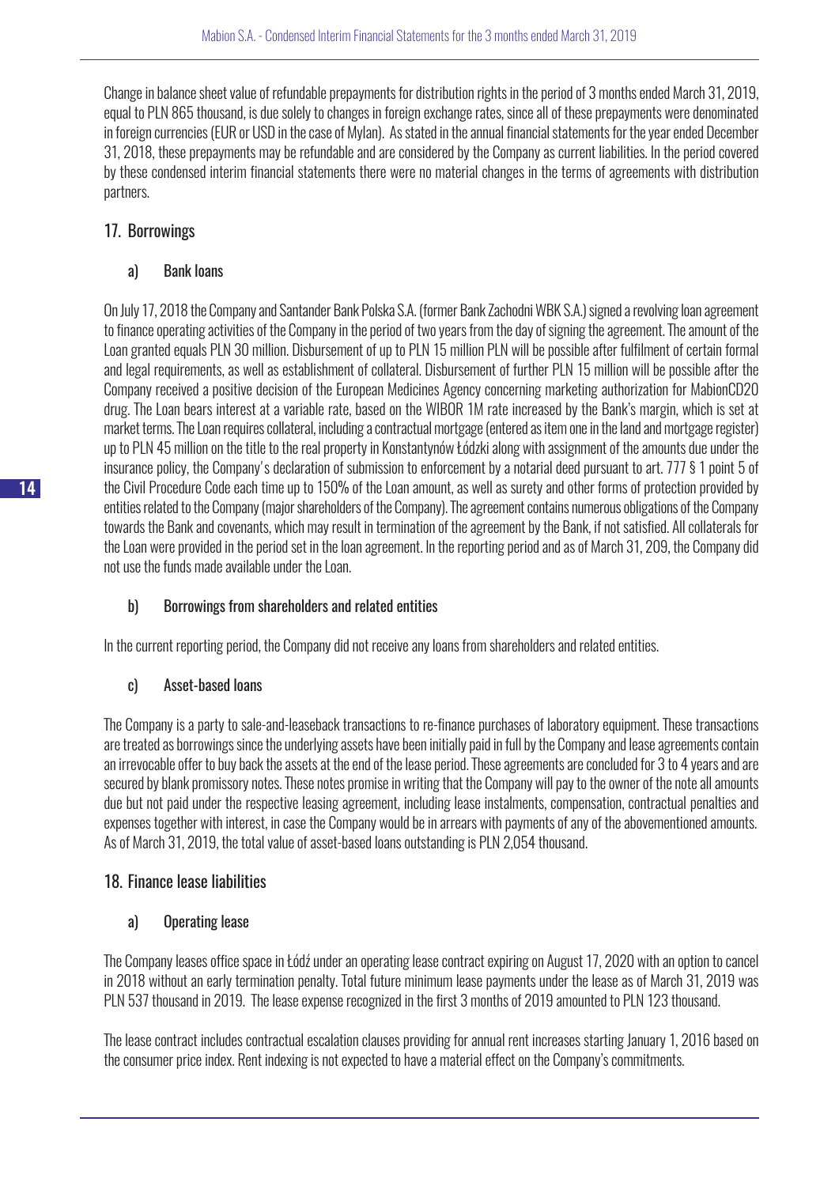Change in balance sheet value of refundable prepayments for distribution rights in the period of 3 months ended March 31, 2019, equal to PLN 865 thousand, is due solely to changes in foreign exchange rates, since all of these prepayments were denominated in foreign currencies (EUR or USD in the case of Mylan). As stated in the annual financial statements for the year ended December 31, 2018, these prepayments may be refundable and are considered by the Company as current liabilities. In the period covered by these condensed interim financial statements there were no material changes in the terms of agreements with distribution partners.

## 17. Borrowings

### a) Bank loans

On July 17, 2018 the Company and Santander Bank Polska S.A. (former Bank Zachodni WBK S.A.) signed a revolving loan agreement to finance operating activities of the Company in the period of two years from the day of signing the agreement. The amount of the Loan granted equals PLN 30 million. Disbursement of up to PLN 15 million PLN will be possible after fulfilment of certain formal and legal requirements, as well as establishment of collateral. Disbursement of further PLN 15 million will be possible after the Company received a positive decision of the European Medicines Agency concerning marketing authorization for MabionCD20 drug. The Loan bears interest at a variable rate, based on the WIBOR 1M rate increased by the Bank's margin, which is set at market terms. The Loan requires collateral, including a contractual mortgage (entered as item one in the land and mortgage register) up to PLN 45 million on the title to the real property in Konstantynów Łódzki along with assignment of the amounts due under the insurance policy, the Company's declaration of submission to enforcement by a notarial deed pursuant to art. 777 § 1 point 5 of the Civil Procedure Code each time up to 150% of the Loan amount, as well as surety and other forms of protection provided by entities related to the Company (major shareholders of the Company). The agreement contains numerous obligations of the Company towards the Bank and covenants, which may result in termination of the agreement by the Bank, if not satisfied. All collaterals for the Loan were provided in the period set in the loan agreement. In the reporting period and as of March 31, 209, the Company did not use the funds made available under the Loan.

### b) Borrowings from shareholders and related entities

In the current reporting period, the Company did not receive any loans from shareholders and related entities.

### c) Asset-based loans

The Company is a party to sale-and-leaseback transactions to re-finance purchases of laboratory equipment. These transactions are treated as borrowings since the underlying assets have been initially paid in full by the Company and lease agreements contain an irrevocable offer to buy back the assets at the end of the lease period. These agreements are concluded for 3 to 4 years and are secured by blank promissory notes. These notes promise in writing that the Company will pay to the owner of the note all amounts due but not paid under the respective leasing agreement, including lease instalments, compensation, contractual penalties and expenses together with interest, in case the Company would be in arrears with payments of any of the abovementioned amounts. As of March 31, 2019, the total value of asset-based loans outstanding is PLN 2,054 thousand.

## 18. Finance lease liabilities

### a) Operating lease

The Company leases office space in Łódź under an operating lease contract expiring on August 17, 2020 with an option to cancel in 2018 without an early termination penalty. Total future minimum lease payments under the lease as of March 31, 2019 was PLN 537 thousand in 2019. The lease expense recognized in the first 3 months of 2019 amounted to PLN 123 thousand.

The lease contract includes contractual escalation clauses providing for annual rent increases starting January 1, 2016 based on the consumer price index. Rent indexing is not expected to have a material effect on the Company's commitments.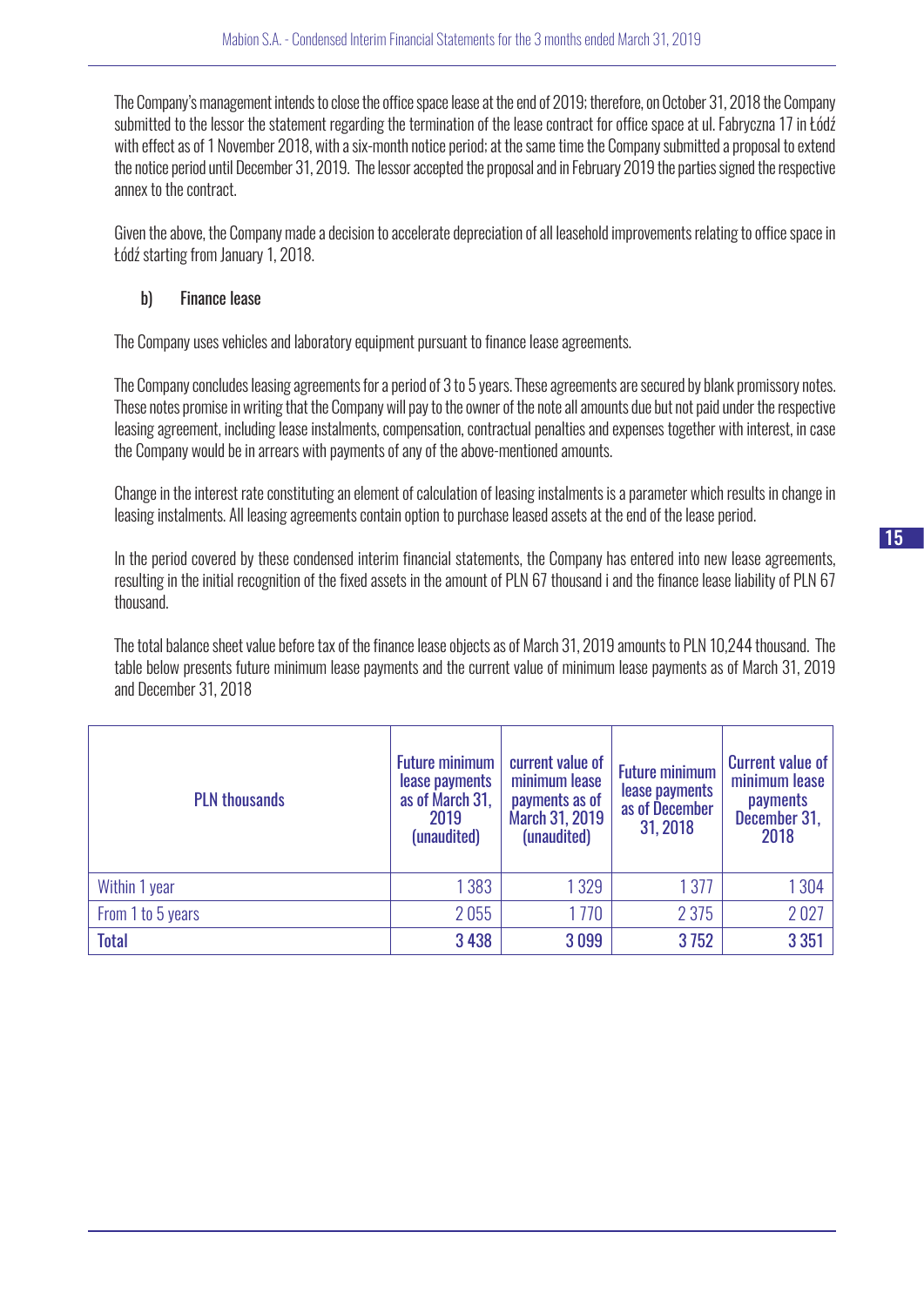The Company's management intends to close the office space lease at the end of 2019; therefore, on October 31, 2018 the Company submitted to the lessor the statement regarding the termination of the lease contract for office space at ul. Fabryczna 17 in Łódź with effect as of 1 November 2018, with a six-month notice period; at the same time the Company submitted a proposal to extend the notice period until December 31, 2019. The lessor accepted the proposal and in February 2019 the parties signed the respective annex to the contract.

Given the above, the Company made a decision to accelerate depreciation of all leasehold improvements relating to office space in Łódź starting from January 1, 2018.

### b) Finance lease

The Company uses vehicles and laboratory equipment pursuant to finance lease agreements.

The Company concludes leasing agreements for a period of 3 to 5 years. These agreements are secured by blank promissory notes. These notes promise in writing that the Company will pay to the owner of the note all amounts due but not paid under the respective leasing agreement, including lease instalments, compensation, contractual penalties and expenses together with interest, in case the Company would be in arrears with payments of any of the above-mentioned amounts.

Change in the interest rate constituting an element of calculation of leasing instalments is a parameter which results in change in leasing instalments. All leasing agreements contain option to purchase leased assets at the end of the lease period.

In the period covered by these condensed interim financial statements, the Company has entered into new lease agreements, resulting in the initial recognition of the fixed assets in the amount of PLN 67 thousand i and the finance lease liability of PLN 67 thousand.

The total balance sheet value before tax of the finance lease objects as of March 31, 2019 amounts to PLN 10,244 thousand. The table below presents future minimum lease payments and the current value of minimum lease payments as of March 31, 2019 and December 31, 2018

| PLN thousands | Future minimum lease payments as of March 31, 2019 (unaudited) | current value of minimum lease payments as of March 31, 2019 (unaudited) | Future minimum lease payments as of December 31, 2018 | Current value of minimum lease payments December 31, 2018 |
|---|---|---|---|---|
| Within 1 year | 1 383 | 1 329 | 1 377 | 1 304 |
| From 1 to 5 years | 2 055 | 1 770 | 2 375 | 2 027 |
| **Total** | **3 438** | **3 099** | **3 752** | **3 351** |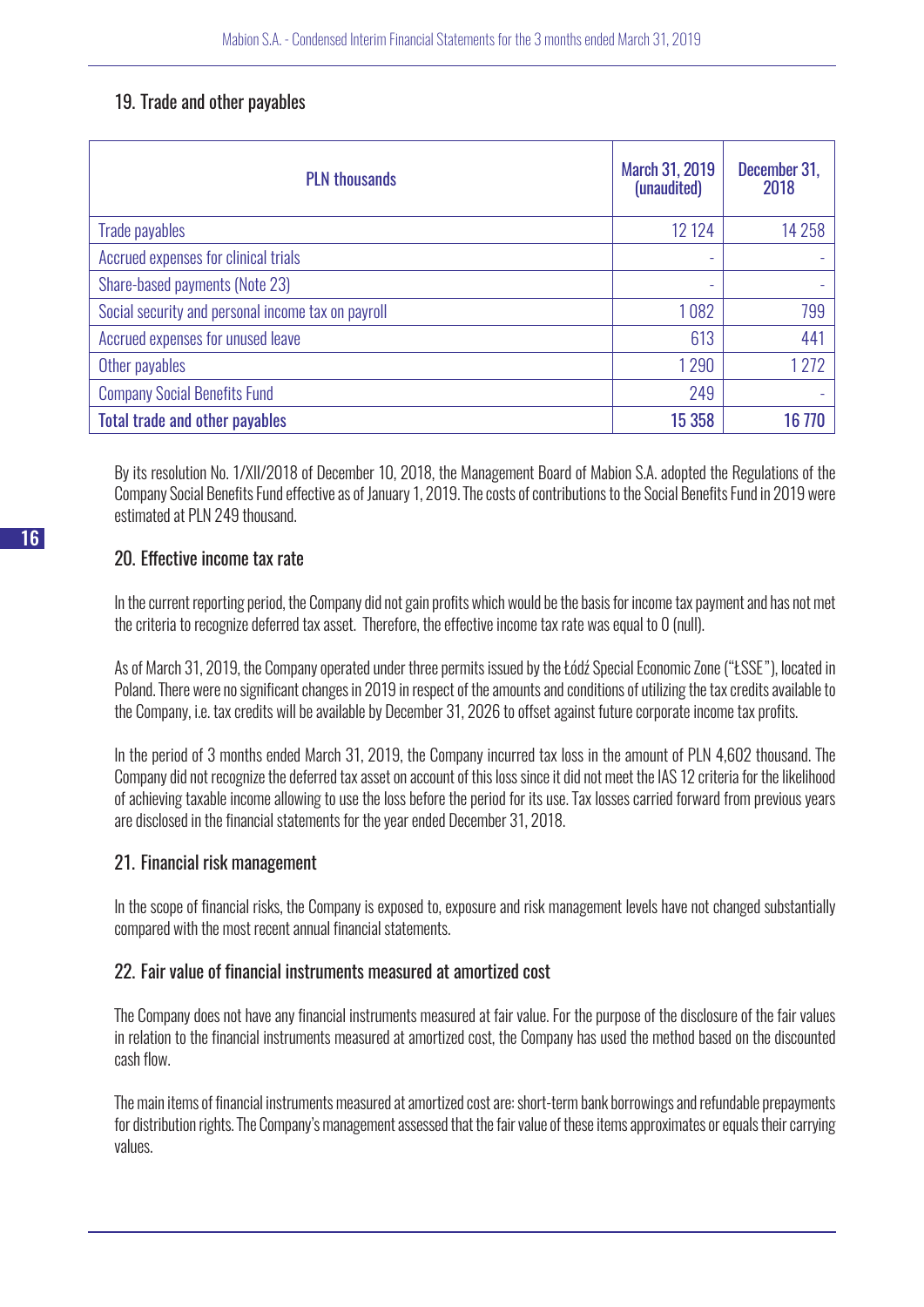## 19. Trade and other payables

| PLN thousands | March 31, 2019 (unaudited) | December 31, 2018 |
|---|---|---|
| Trade payables | 12 124 | 14 258 |
| Accrued expenses for clinical trials | - | - |
| Share-based payments (Note 23) | - | - |
| Social security and personal income tax on payroll | 1 082 | 799 |
| Accrued expenses for unused leave | 613 | 441 |
| Other payables | 1 290 | 1 272 |
| Company Social Benefits Fund | 249 | - |
| **Total trade and other payables** | **15 358** | **16 770** |

By its resolution No. 1/XII/2018 of December 10, 2018, the Management Board of Mabion S.A. adopted the Regulations of the Company Social Benefits Fund effective as of January 1, 2019. The costs of contributions to the Social Benefits Fund in 2019 were estimated at PLN 249 thousand.

## 20. Effective income tax rate

In the current reporting period, the Company did not gain profits which would be the basis for income tax payment and has not met the criteria to recognize deferred tax asset. Therefore, the effective income tax rate was equal to 0 (null).

As of March 31, 2019, the Company operated under three permits issued by the Łódź Special Economic Zone ("ŁSSE"), located in Poland. There were no significant changes in 2019 in respect of the amounts and conditions of utilizing the tax credits available to the Company, i.e. tax credits will be available by December 31, 2026 to offset against future corporate income tax profits.

In the period of 3 months ended March 31, 2019, the Company incurred tax loss in the amount of PLN 4,602 thousand. The Company did not recognize the deferred tax asset on account of this loss since it did not meet the IAS 12 criteria for the likelihood of achieving taxable income allowing to use the loss before the period for its use. Tax losses carried forward from previous years are disclosed in the financial statements for the year ended December 31, 2018.

## 21. Financial risk management

In the scope of financial risks, the Company is exposed to, exposure and risk management levels have not changed substantially compared with the most recent annual financial statements.

## 22. Fair value of financial instruments measured at amortized cost

The Company does not have any financial instruments measured at fair value. For the purpose of the disclosure of the fair values in relation to the financial instruments measured at amortized cost, the Company has used the method based on the discounted cash flow.

The main items of financial instruments measured at amortized cost are: short-term bank borrowings and refundable prepayments for distribution rights. The Company's management assessed that the fair value of these items approximates or equals their carrying values.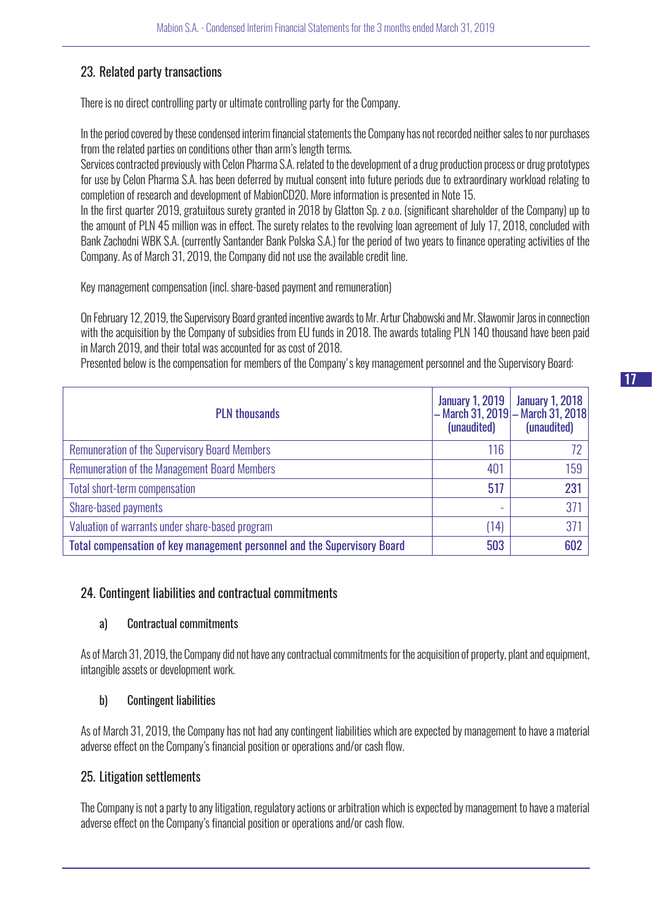## 23. Related party transactions

There is no direct controlling party or ultimate controlling party for the Company.

In the period covered by these condensed interim financial statements the Company has not recorded neither sales to nor purchases from the related parties on conditions other than arm's length terms.
Services contracted previously with Celon Pharma S.A. related to the development of a drug production process or drug prototypes for use by Celon Pharma S.A. has been deferred by mutual consent into future periods due to extraordinary workload relating to completion of research and development of MabionCD20. More information is presented in Note 15.
In the first quarter 2019, gratuitous surety granted in 2018 by Glatton Sp. z o.o. (significant shareholder of the Company) up to the amount of PLN 45 million was in effect. The surety relates to the revolving loan agreement of July 17, 2018, concluded with Bank Zachodni WBK S.A. (currently Santander Bank Polska S.A.) for the period of two years to finance operating activities of the Company. As of March 31, 2019, the Company did not use the available credit line.

Key management compensation (incl. share-based payment and remuneration)

On February 12, 2019, the Supervisory Board granted incentive awards to Mr. Artur Chabowski and Mr. Sławomir Jaros in connection with the acquisition by the Company of subsidies from EU funds in 2018. The awards totaling PLN 140 thousand have been paid in March 2019, and their total was accounted for as cost of 2018.
Presented below is the compensation for members of the Company's key management personnel and the Supervisory Board:

| PLN thousands | January 1, 2019 – March 31, 2019 (unaudited) | January 1, 2018 – March 31, 2018 (unaudited) |
|---|---|---|
| Remuneration of the Supervisory Board Members | 116 | 72 |
| Remuneration of the Management Board Members | 401 | 159 |
| **Total short-term compensation** | **517** | **231** |
| Share-based payments | - | 371 |
| Valuation of warrants under share-based program | (14) | 371 |
| **Total compensation of key management personnel and the Supervisory Board** | **503** | **602** |

## 24. Contingent liabilities and contractual commitments

### a) Contractual commitments

As of March 31, 2019, the Company did not have any contractual commitments for the acquisition of property, plant and equipment, intangible assets or development work.

### b) Contingent liabilities

As of March 31, 2019, the Company has not had any contingent liabilities which are expected by management to have a material adverse effect on the Company's financial position or operations and/or cash flow.

## 25. Litigation settlements

The Company is not a party to any litigation, regulatory actions or arbitration which is expected by management to have a material adverse effect on the Company's financial position or operations and/or cash flow.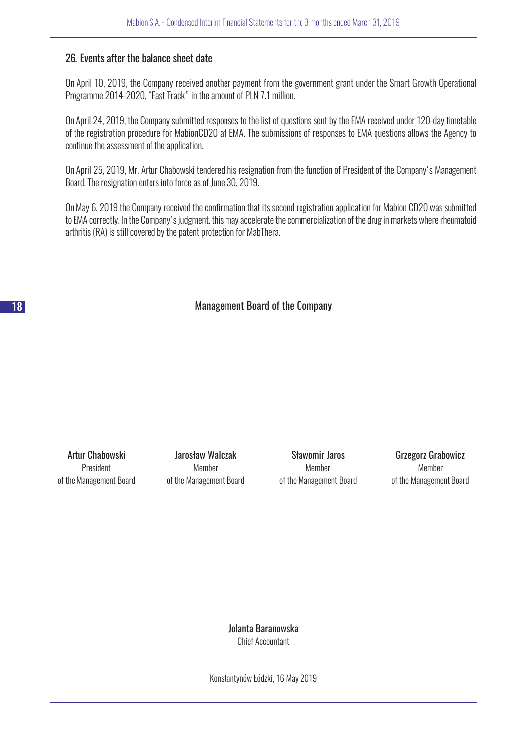## 26. Events after the balance sheet date

On April 10, 2019, the Company received another payment from the government grant under the Smart Growth Operational Programme 2014-2020, "Fast Track" in the amount of PLN 7.1 million.

On April 24, 2019, the Company submitted responses to the list of questions sent by the EMA received under 120-day timetable of the registration procedure for MabionCD20 at EMA. The submissions of responses to EMA questions allows the Agency to continue the assessment of the application.

On April 25, 2019, Mr. Artur Chabowski tendered his resignation from the function of President of the Company's Management Board. The resignation enters into force as of June 30, 2019.

On May 6, 2019 the Company received the confirmation that its second registration application for Mabion CD20 was submitted to EMA correctly. In the Company's judgment, this may accelerate the commercialization of the drug in markets where rheumatoid arthritis (RA) is still covered by the patent protection for MabThera.

Management Board of the Company

| Artur Chabowski | Jarosław Walczak | Sławomir Jaros | Grzegorz Grabowicz |
|---|---|---|---|
| President of the Management Board | Member of the Management Board | Member of the Management Board | Member of the Management Board |

Jolanta Baranowska
Chief Accountant

Konstantynów Łódzki, 16 May 2019